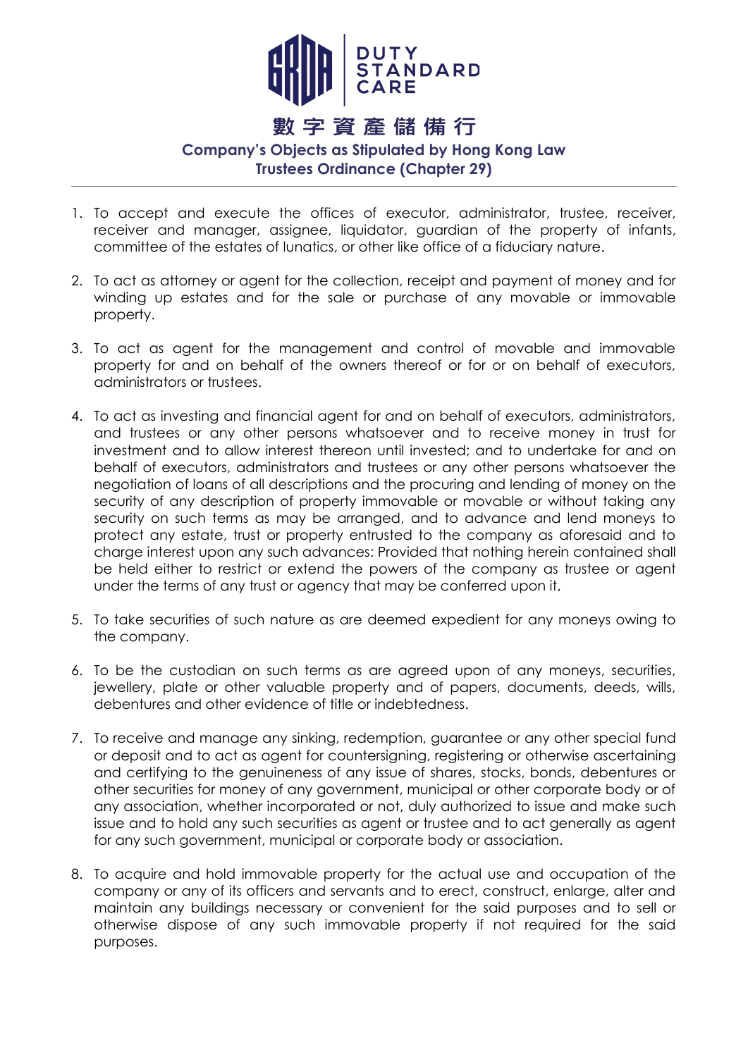DUTY STANDARD CARE

# 數字資產儲備行

## Company's Objects as Stipulated by Hong Kong Law Trustees Ordinance (Chapter 29)

1. To accept and execute the offices of executor, administrator, trustee, receiver, receiver and manager, assignee, liquidator, guardian of the property of infants, committee of the estates of lunatics, or other like office of a fiduciary nature.

2. To act as attorney or agent for the collection, receipt and payment of money and for winding up estates and for the sale or purchase of any movable or immovable property.

3. To act as agent for the management and control of movable and immovable property for and on behalf of the owners thereof or for or on behalf of executors, administrators or trustees.

4. To act as investing and financial agent for and on behalf of executors, administrators, and trustees or any other persons whatsoever and to receive money in trust for investment and to allow interest thereon until invested; and to undertake for and on behalf of executors, administrators and trustees or any other persons whatsoever the negotiation of loans of all descriptions and the procuring and lending of money on the security of any description of property immovable or movable or without taking any security on such terms as may be arranged, and to advance and lend moneys to protect any estate, trust or property entrusted to the company as aforesaid and to charge interest upon any such advances: Provided that nothing herein contained shall be held either to restrict or extend the powers of the company as trustee or agent under the terms of any trust or agency that may be conferred upon it.

5. To take securities of such nature as are deemed expedient for any moneys owing to the company.

6. To be the custodian on such terms as are agreed upon of any moneys, securities, jewellery, plate or other valuable property and of papers, documents, deeds, wills, debentures and other evidence of title or indebtedness.

7. To receive and manage any sinking, redemption, guarantee or any other special fund or deposit and to act as agent for countersigning, registering or otherwise ascertaining and certifying to the genuineness of any issue of shares, stocks, bonds, debentures or other securities for money of any government, municipal or other corporate body or of any association, whether incorporated or not, duly authorized to issue and make such issue and to hold any such securities as agent or trustee and to act generally as agent for any such government, municipal or corporate body or association.

8. To acquire and hold immovable property for the actual use and occupation of the company or any of its officers and servants and to erect, construct, enlarge, alter and maintain any buildings necessary or convenient for the said purposes and to sell or otherwise dispose of any such immovable property if not required for the said purposes.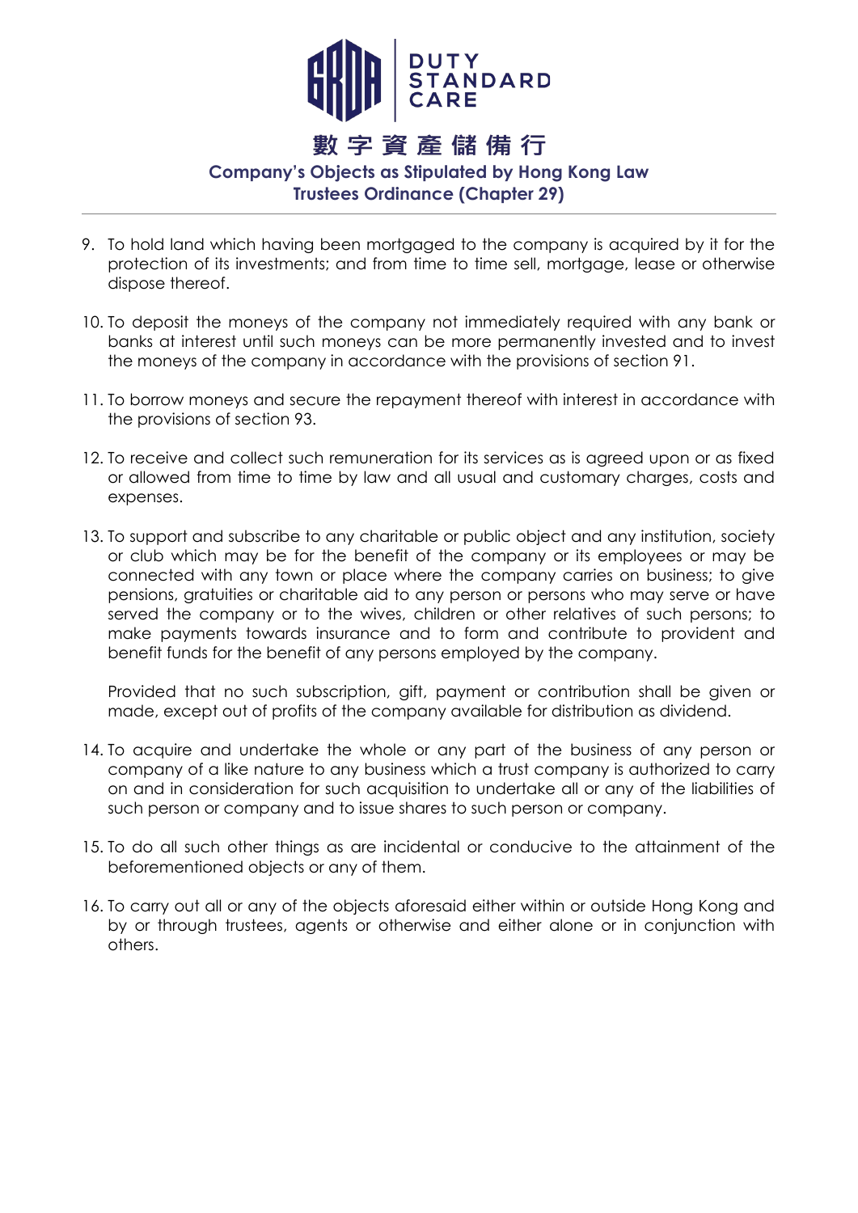9. To hold land which having been mortgaged to the company is acquired by it for the protection of its investments; and from time to time sell, mortgage, lease or otherwise dispose thereof.

10. To deposit the moneys of the company not immediately required with any bank or banks at interest until such moneys can be more permanently invested and to invest the moneys of the company in accordance with the provisions of section 91.

11. To borrow moneys and secure the repayment thereof with interest in accordance with the provisions of section 93.

12. To receive and collect such remuneration for its services as is agreed upon or as fixed or allowed from time to time by law and all usual and customary charges, costs and expenses.

13. To support and subscribe to any charitable or public object and any institution, society or club which may be for the benefit of the company or its employees or may be connected with any town or place where the company carries on business; to give pensions, gratuities or charitable aid to any person or persons who may serve or have served the company or to the wives, children or other relatives of such persons; to make payments towards insurance and to form and contribute to provident and benefit funds for the benefit of any persons employed by the company.

    Provided that no such subscription, gift, payment or contribution shall be given or made, except out of profits of the company available for distribution as dividend.

14. To acquire and undertake the whole or any part of the business of any person or company of a like nature to any business which a trust company is authorized to carry on and in consideration for such acquisition to undertake all or any of the liabilities of such person or company and to issue shares to such person or company.

15. To do all such other things as are incidental or conducive to the attainment of the beforementioned objects or any of them.

16. To carry out all or any of the objects aforesaid either within or outside Hong Kong and by or through trustees, agents or otherwise and either alone or in conjunction with others.